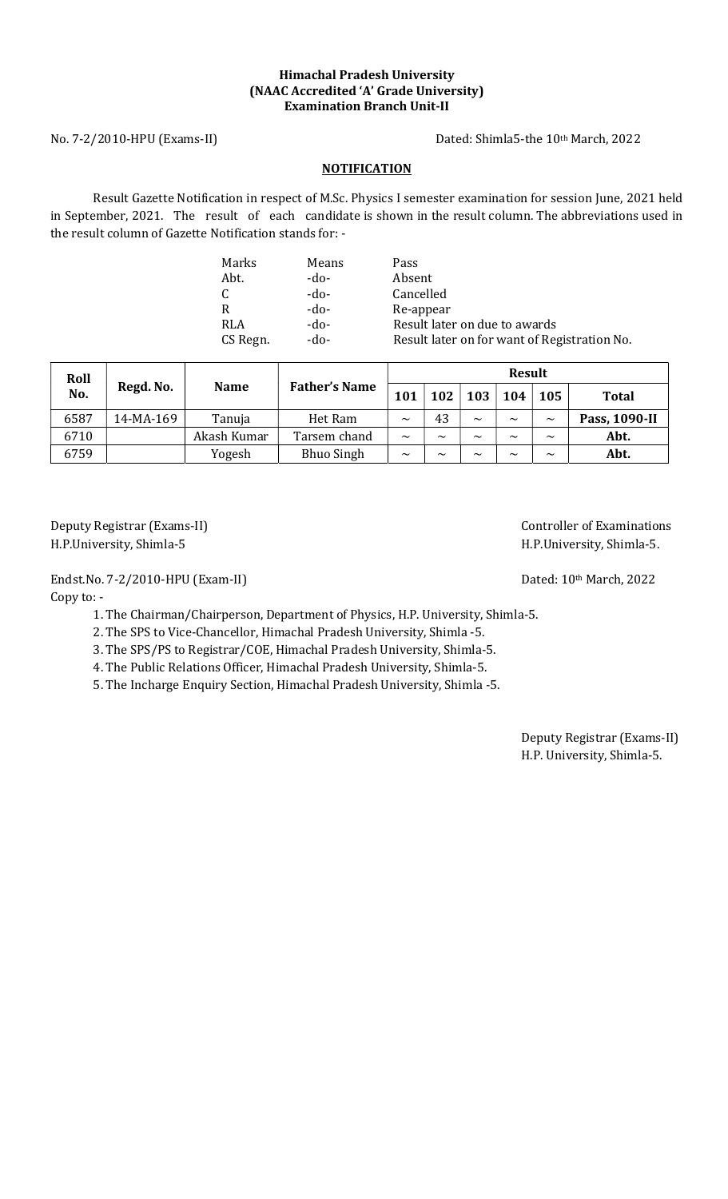**Himachal Pradesh University**
**(NAAC Accredited 'A' Grade University)**
**Examination Branch Unit-II**

No. 7-2/2010-HPU (Exams-II) Dated: Shimla5-the 10th March, 2022

**NOTIFICATION**

Result Gazette Notification in respect of M.Sc. Physics I semester examination for session June, 2021 held in September, 2021. The result of each candidate is shown in the result column. The abbreviations used in the result column of Gazette Notification stands for: -

| | | |
|---|---|---|
| Marks | Means | Pass |
| Abt. | -do- | Absent |
| C | -do- | Cancelled |
| R | -do- | Re-appear |
| RLA | -do- | Result later on due to awards |
| CS Regn. | -do- | Result later on for want of Registration No. |

| Roll No. | Regd. No. | Name | Father's Name | Result | | | | | |
|---|---|---|---|---|---|---|---|---|---|
| | | | | 101 | 102 | 103 | 104 | 105 | Total |
| 6587 | 14-MA-169 | Tanuja | Het Ram | ~ | 43 | ~ | ~ | ~ | **Pass, 1090-II** |
| 6710 | | Akash Kumar | Tarsem chand | ~ | ~ | ~ | ~ | ~ | **Abt.** |
| 6759 | | Yogesh | Bhuo Singh | ~ | ~ | ~ | ~ | ~ | **Abt.** |

Deputy Registrar (Exams-II)
H.P.University, Shimla-5

Controller of Examinations
H.P.University, Shimla-5.

Endst.No. 7-2/2010-HPU (Exam-II) Dated: 10th March, 2022

Copy to: -

1. The Chairman/Chairperson, Department of Physics, H.P. University, Shimla-5.
2. The SPS to Vice-Chancellor, Himachal Pradesh University, Shimla -5.
3. The SPS/PS to Registrar/COE, Himachal Pradesh University, Shimla-5.
4. The Public Relations Officer, Himachal Pradesh University, Shimla-5.
5. The Incharge Enquiry Section, Himachal Pradesh University, Shimla -5.

Deputy Registrar (Exams-II)
H.P. University, Shimla-5.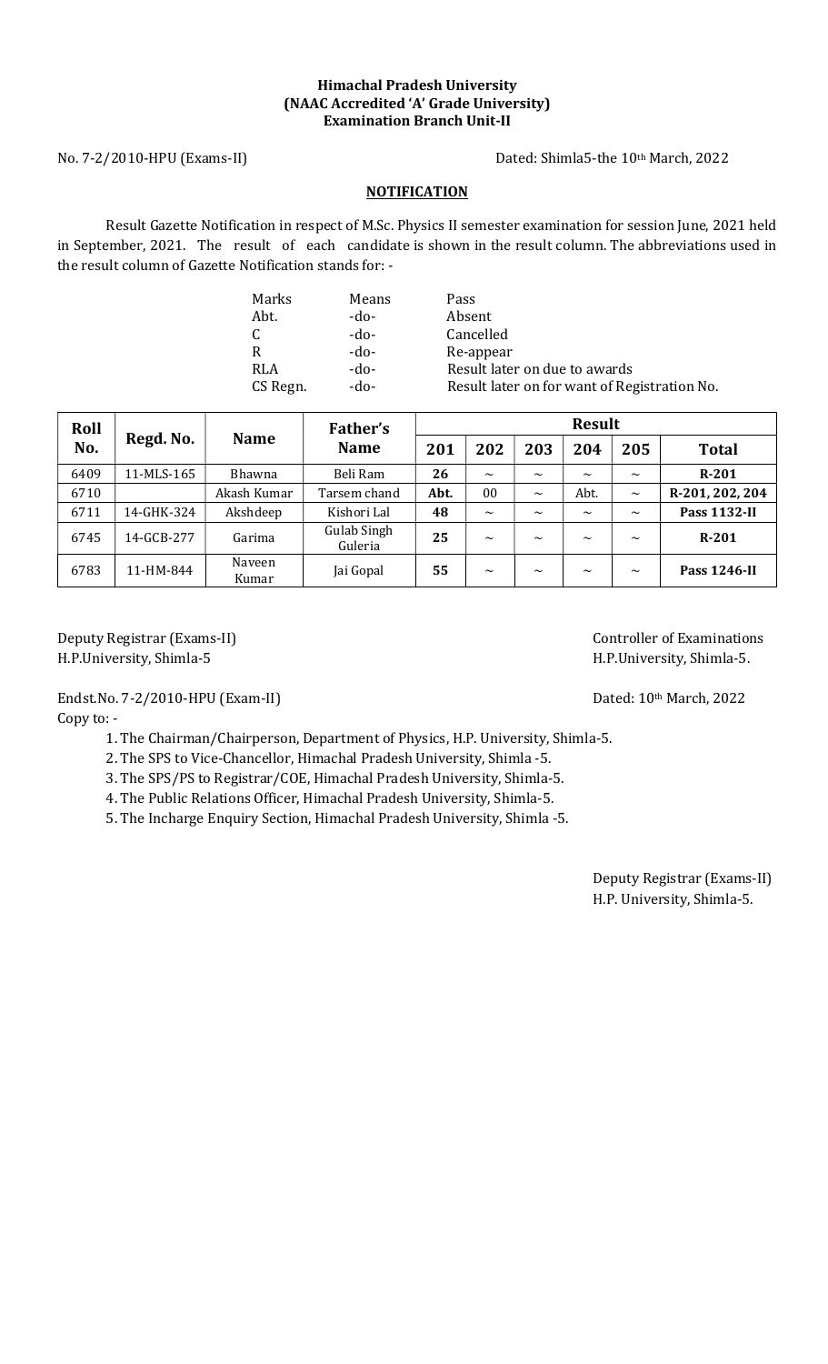**Himachal Pradesh University**
**(NAAC Accredited 'A' Grade University)**
**Examination Branch Unit-II**

No. 7-2/2010-HPU (Exams-II) Dated: Shimla5-the 10th March, 2022

## NOTIFICATION

Result Gazette Notification in respect of M.Sc. Physics II semester examination for session June, 2021 held in September, 2021. The result of each candidate is shown in the result column. The abbreviations used in the result column of Gazette Notification stands for: -

| | | |
|---|---|---|
| Marks | Means | Pass |
| Abt. | -do- | Absent |
| C | -do- | Cancelled |
| R | -do- | Re-appear |
| RLA | -do- | Result later on due to awards |
| CS Regn. | -do- | Result later on for want of Registration No. |

| Roll No. | Regd. No. | Name | Father's Name | Result | | | | | |
|---|---|---|---|---|---|---|---|---|---|
| | | | | **201** | **202** | **203** | **204** | **205** | **Total** |
| 6409 | 11-MLS-165 | Bhawna | Beli Ram | **26** | ~ | ~ | ~ | ~ | **R-201** |
| 6710 | | Akash Kumar | Tarsem chand | **Abt.** | 00 | ~ | Abt. | ~ | **R-201, 202, 204** |
| 6711 | 14-GHK-324 | Akshdeep | Kishori Lal | **48** | ~ | ~ | ~ | ~ | **Pass 1132-II** |
| 6745 | 14-GCB-277 | Garima | Gulab Singh Guleria | **25** | ~ | ~ | ~ | ~ | **R-201** |
| 6783 | 11-HM-844 | Naveen Kumar | Jai Gopal | **55** | ~ | ~ | ~ | ~ | **Pass 1246-II** |

Deputy Registrar (Exams-II)
H.P.University, Shimla-5

Controller of Examinations
H.P.University, Shimla-5.

Endst.No. 7-2/2010-HPU (Exam-II) Dated: 10th March, 2022

Copy to: -

1. The Chairman/Chairperson, Department of Physics, H.P. University, Shimla-5.
2. The SPS to Vice-Chancellor, Himachal Pradesh University, Shimla -5.
3. The SPS/PS to Registrar/COE, Himachal Pradesh University, Shimla-5.
4. The Public Relations Officer, Himachal Pradesh University, Shimla-5.
5. The Incharge Enquiry Section, Himachal Pradesh University, Shimla -5.

Deputy Registrar (Exams-II)
H.P. University, Shimla-5.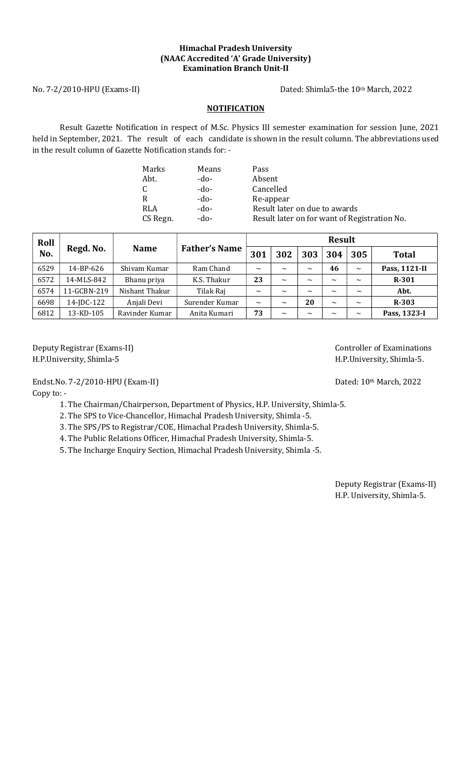**Himachal Pradesh University**
**(NAAC Accredited 'A' Grade University)**
**Examination Branch Unit-II**

No. 7-2/2010-HPU (Exams-II) Dated: Shimla5-the 10th March, 2022

**NOTIFICATION**

Result Gazette Notification in respect of M.Sc. Physics III semester examination for session June, 2021 held in September, 2021. The result of each candidate is shown in the result column. The abbreviations used in the result column of Gazette Notification stands for: -

| | | |
|---|---|---|
| Marks | Means | Pass |
| Abt. | -do- | Absent |
| C | -do- | Cancelled |
| R | -do- | Re-appear |
| RLA | -do- | Result later on due to awards |
| CS Regn. | -do- | Result later on for want of Registration No. |

| Roll No. | Regd. No. | Name | Father's Name | Result | | | | | |
|---|---|---|---|---|---|---|---|---|---|
| | | | | **301** | **302** | **303** | **304** | **305** | **Total** |
| 6529 | 14-BP-626 | Shivam Kumar | Ram Chand | ~ | ~ | ~ | **46** | ~ | **Pass, 1121-II** |
| 6572 | 14-MLS-842 | Bhanu priya | K.S. Thakur | **23** | ~ | ~ | ~ | ~ | **R-301** |
| 6574 | 11-GCBN-219 | Nishant Thakur | Tilak Raj | ~ | ~ | ~ | ~ | ~ | **Abt.** |
| 6698 | 14-JDC-122 | Anjali Devi | Surender Kumar | ~ | ~ | **20** | ~ | ~ | **R-303** |
| 6812 | 13-KD-105 | Ravinder Kumar | Anita Kumari | **73** | ~ | ~ | ~ | ~ | **Pass, 1323-I** |

Deputy Registrar (Exams-II)
H.P.University, Shimla-5

Controller of Examinations
H.P.University, Shimla-5.

Endst.No. 7-2/2010-HPU (Exam-II) Dated: 10th March, 2022

Copy to: -

1. The Chairman/Chairperson, Department of Physics, H.P. University, Shimla-5.
2. The SPS to Vice-Chancellor, Himachal Pradesh University, Shimla -5.
3. The SPS/PS to Registrar/COE, Himachal Pradesh University, Shimla-5.
4. The Public Relations Officer, Himachal Pradesh University, Shimla-5.
5. The Incharge Enquiry Section, Himachal Pradesh University, Shimla -5.

Deputy Registrar (Exams-II)
H.P. University, Shimla-5.